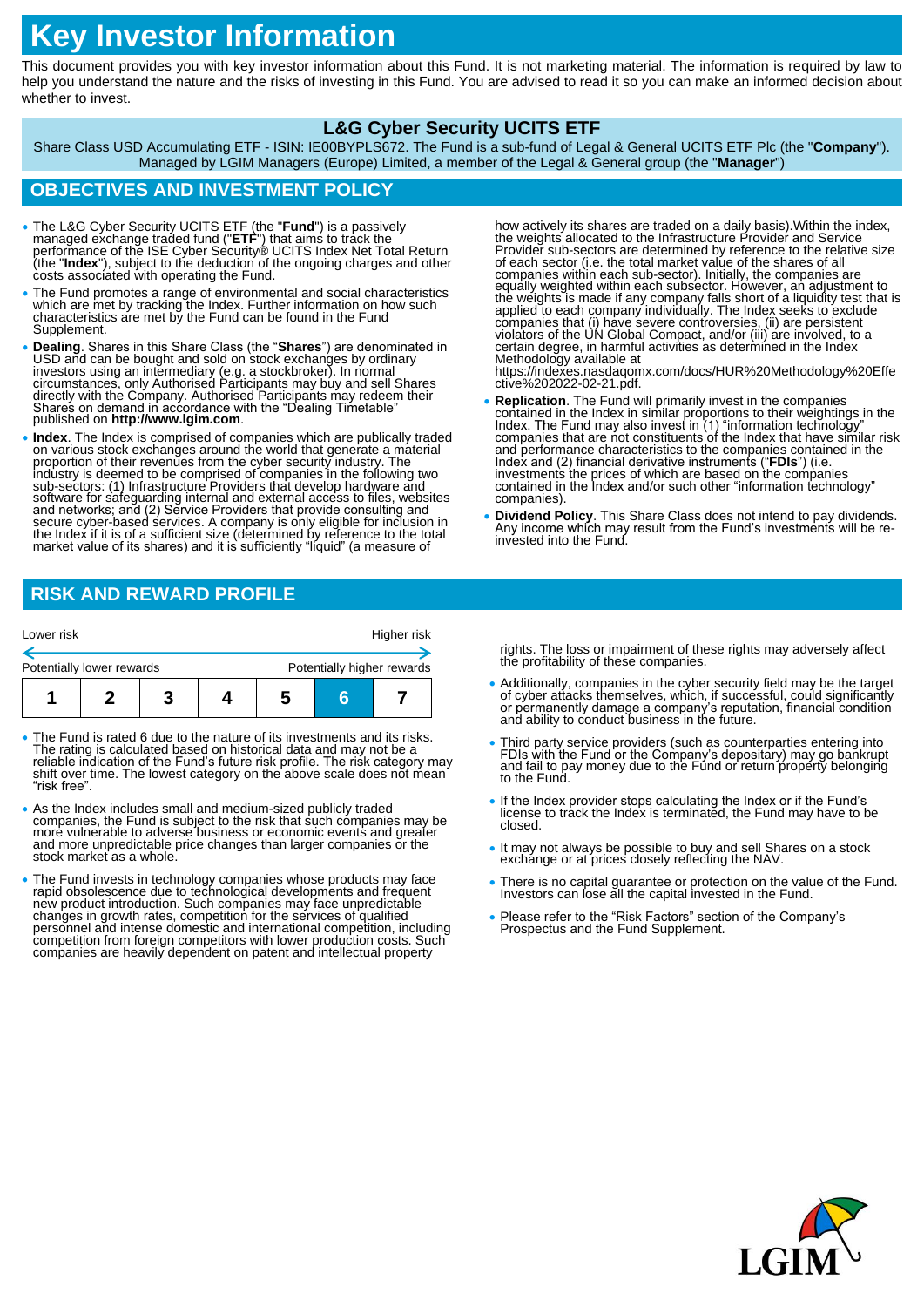# Key Investor Information

This document provides you with key investor information about this Fund. It is not marketing material. The information is required by law to help you understand the nature and the risks of investing in this Fund. You are advised to read it so you can make an informed decision about whether to invest.

## L&G Cyber Security UCITS ETF

Share Class USD Accumulating ETF - ISIN: IE00BYPLS672. The Fund is a sub-fund of Legal & General UCITS ETF Plc (the "**Company**"). Managed by LGIM Managers (Europe) Limited, a member of the Legal & General group (the "**Manager**")

## OBJECTIVES AND INVESTMENT POLICY

- The L&G Cyber Security UCITS ETF (the "**Fund**") is a passively managed exchange traded fund ("**ETF**") that aims to track the performance of the ISE Cyber Security® UCITS Index Net Total Return (the "**Index**"), subject to the deduction of the ongoing charges and other costs associated with operating the Fund.
- The Fund promotes a range of environmental and social characteristics which are met by tracking the Index. Further information on how such characteristics are met by the Fund can be found in the Fund Supplement.
- **Dealing**. Shares in this Share Class (the "**Shares**") are denominated in USD and can be bought and sold on stock exchanges by ordinary investors using an intermediary (e.g. a stockbroker). In normal circumstances, only Authorised Participants may buy and sell Shares directly with the Company. Authorised Participants may redeem their Shares on demand in accordance with the "Dealing Timetable" published on **http://www.lgim.com**.
- **Index**. The Index is comprised of companies which are publically traded on various stock exchanges around the world that generate a material proportion of their revenues from the cyber security industry. The industry is deemed to be comprised of companies in the following two sub-sectors: (1) Infrastructure Providers that develop hardware and software for safeguarding internal and external access to files, websites and networks; and (2) Service Providers that provide consulting and secure cyber-based services. A company is only eligible for inclusion in the Index if it is of a sufficient size (determined by reference to the total market value of its shares) and it is sufficiently "liquid" (a measure of how actively its shares are traded on a daily basis).Within the index, the weights allocated to the Infrastructure Provider and Service Provider sub-sectors are determined by reference to the relative size of each sector (i.e. the total market value of the shares of all companies within each sub-sector). Initially, the companies are equally weighted within each subsector. However, an adjustment to the weights is made if any company falls short of a liquidity test that is applied to each company individually. The Index seeks to exclude companies that (i) have severe controversies, (ii) are persistent violators of the UN Global Compact, and/or (iii) are involved, to a certain degree, in harmful activities as determined in the Index Methodology available at https://indexes.nasdaqomx.com/docs/HUR%20Methodology%20Effective%202022-02-21.pdf.
- **Replication**. The Fund will primarily invest in the companies contained in the Index in similar proportions to their weightings in the Index. The Fund may also invest in (1) "information technology" companies that are not constituents of the Index that have similar risk and performance characteristics to the companies contained in the Index and (2) financial derivative instruments ("**FDIs**") (i.e. investments the prices of which are based on the companies contained in the Index and/or such other "information technology" companies).
- **Dividend Policy**. This Share Class does not intend to pay dividends. Any income which may result from the Fund's investments will be re-invested into the Fund.

## RISK AND REWARD PROFILE

| Lower risk | | | | | | Higher risk |
|---|---|---|---|---|---|---|
| Potentially lower rewards | | | | | | Potentially higher rewards |
| 1 | 2 | 3 | 4 | 5 | **6** | 7 |

- The Fund is rated 6 due to the nature of its investments and its risks. The rating is calculated based on historical data and may not be a reliable indication of the Fund's future risk profile. The risk category may shift over time. The lowest category on the above scale does not mean "risk free".
- As the Index includes small and medium-sized publicly traded companies, the Fund is subject to the risk that such companies may be more vulnerable to adverse business or economic events and greater and more unpredictable price changes than larger companies or the stock market as a whole.
- The Fund invests in technology companies whose products may face rapid obsolescence due to technological developments and frequent new product introduction. Such companies may face unpredictable changes in growth rates, competition for the services of qualified personnel and intense domestic and international competition, including competition from foreign competitors with lower production costs. Such companies are heavily dependent on patent and intellectual property rights. The loss or impairment of these rights may adversely affect the profitability of these companies.
- Additionally, companies in the cyber security field may be the target of cyber attacks themselves, which, if successful, could significantly or permanently damage a company's reputation, financial condition and ability to conduct business in the future.
- Third party service providers (such as counterparties entering into FDIs with the Fund or the Company's depositary) may go bankrupt and fail to pay money due to the Fund or return property belonging to the Fund.
- If the Index provider stops calculating the Index or if the Fund's license to track the Index is terminated, the Fund may have to be closed.
- It may not always be possible to buy and sell Shares on a stock exchange or at prices closely reflecting the NAV.
- There is no capital guarantee or protection on the value of the Fund. Investors can lose all the capital invested in the Fund.
- Please refer to the "Risk Factors" section of the Company's Prospectus and the Fund Supplement.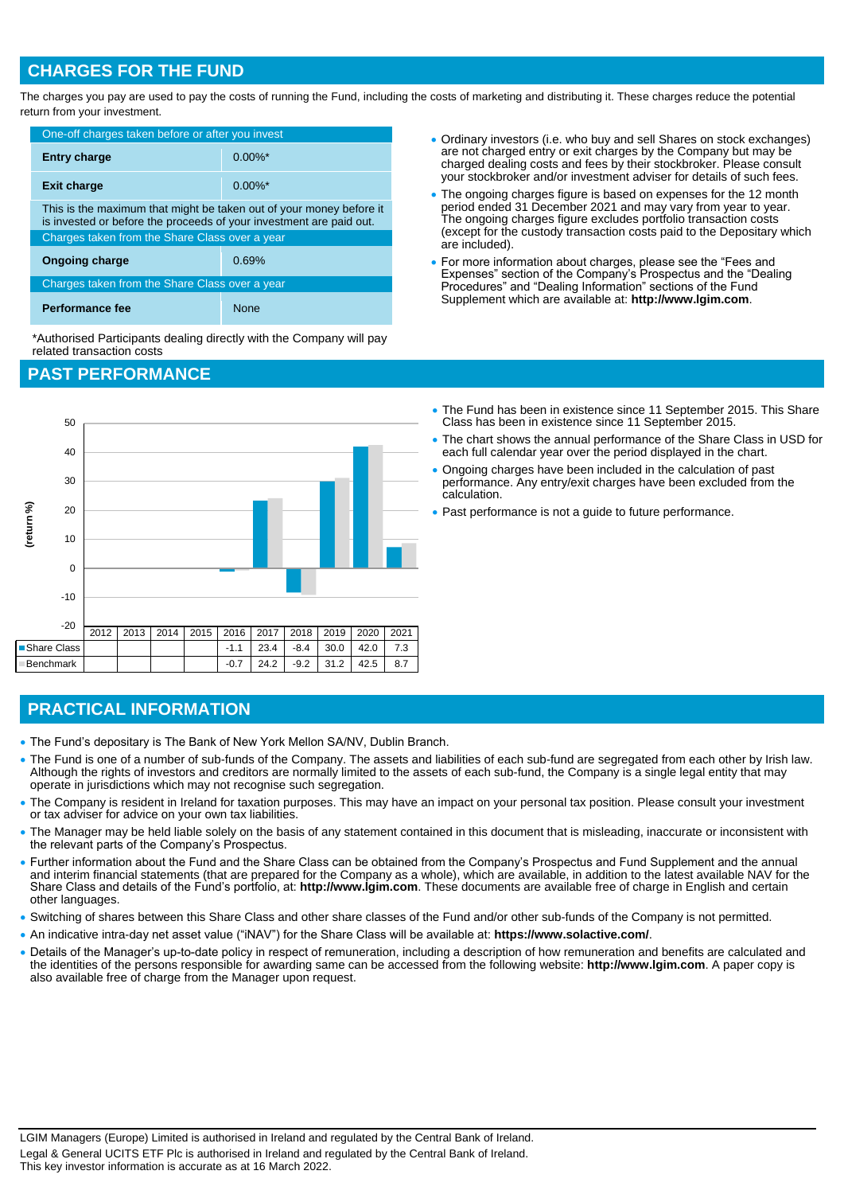## CHARGES FOR THE FUND

The charges you pay are used to pay the costs of running the Fund, including the costs of marketing and distributing it. These charges reduce the potential return from your investment.

| One-off charges taken before or after you invest | |
|---|---|
| **Entry charge** | 0.00%* |
| **Exit charge** | 0.00%* |
| This is the maximum that might be taken out of your money before it is invested or before the proceeds of your investment are paid out. | |
| Charges taken from the Share Class over a year | |
| **Ongoing charge** | 0.69% |
| Charges taken from the Share Class over a year | |
| **Performance fee** | None |

*Authorised Participants dealing directly with the Company will pay related transaction costs

- Ordinary investors (i.e. who buy and sell Shares on stock exchanges) are not charged entry or exit charges by the Company but may be charged dealing costs and fees by their stockbroker. Please consult your stockbroker and/or investment adviser for details of such fees.
- The ongoing charges figure is based on expenses for the 12 month period ended 31 December 2021 and may vary from year to year. The ongoing charges figure excludes portfolio transaction costs (except for the custody transaction costs paid to the Depositary which are included).
- For more information about charges, please see the "Fees and Expenses" section of the Company's Prospectus and the "Dealing Procedures" and "Dealing Information" sections of the Fund Supplement which are available at: **http://www.lgim.com**.

## PAST PERFORMANCE

(return %)

50
40
30
20
10
0
-10
-20

| | 2012 | 2013 | 2014 | 2015 | 2016 | 2017 | 2018 | 2019 | 2020 | 2021 |
|---|---|---|---|---|---|---|---|---|---|---|
| Share Class | | | | | -1.1 | 23.4 | -8.4 | 30.0 | 42.0 | 7.3 |
| Benchmark | | | | | -0.7 | 24.2 | -9.2 | 31.2 | 42.5 | 8.7 |

- The Fund has been in existence since 11 September 2015. This Share Class has been in existence since 11 September 2015.
- The chart shows the annual performance of the Share Class in USD for each full calendar year over the period displayed in the chart.
- Ongoing charges have been included in the calculation of past performance. Any entry/exit charges have been excluded from the calculation.
- Past performance is not a guide to future performance.

## PRACTICAL INFORMATION

- The Fund's depositary is The Bank of New York Mellon SA/NV, Dublin Branch.
- The Fund is one of a number of sub-funds of the Company. The assets and liabilities of each sub-fund are segregated from each other by Irish law. Although the rights of investors and creditors are normally limited to the assets of each sub-fund, the Company is a single legal entity that may operate in jurisdictions which may not recognise such segregation.
- The Company is resident in Ireland for taxation purposes. This may have an impact on your personal tax position. Please consult your investment or tax adviser for advice on your own tax liabilities.
- The Manager may be held liable solely on the basis of any statement contained in this document that is misleading, inaccurate or inconsistent with the relevant parts of the Company's Prospectus.
- Further information about the Fund and the Share Class can be obtained from the Company's Prospectus and Fund Supplement and the annual and interim financial statements (that are prepared for the Company as a whole), which are available, in addition to the latest available NAV for the Share Class and details of the Fund's portfolio, at: **http://www.lgim.com**. These documents are available free of charge in English and certain other languages.
- Switching of shares between this Share Class and other share classes of the Fund and/or other sub-funds of the Company is not permitted.
- An indicative intra-day net asset value ("iNAV") for the Share Class will be available at: **https://www.solactive.com/**.
- Details of the Manager's up-to-date policy in respect of remuneration, including a description of how remuneration and benefits are calculated and the identities of the persons responsible for awarding same can be accessed from the following website: **http://www.lgim.com**. A paper copy is also available free of charge from the Manager upon request.

LGIM Managers (Europe) Limited is authorised in Ireland and regulated by the Central Bank of Ireland.
Legal & General UCITS ETF Plc is authorised in Ireland and regulated by the Central Bank of Ireland.
This key investor information is accurate as at 16 March 2022.